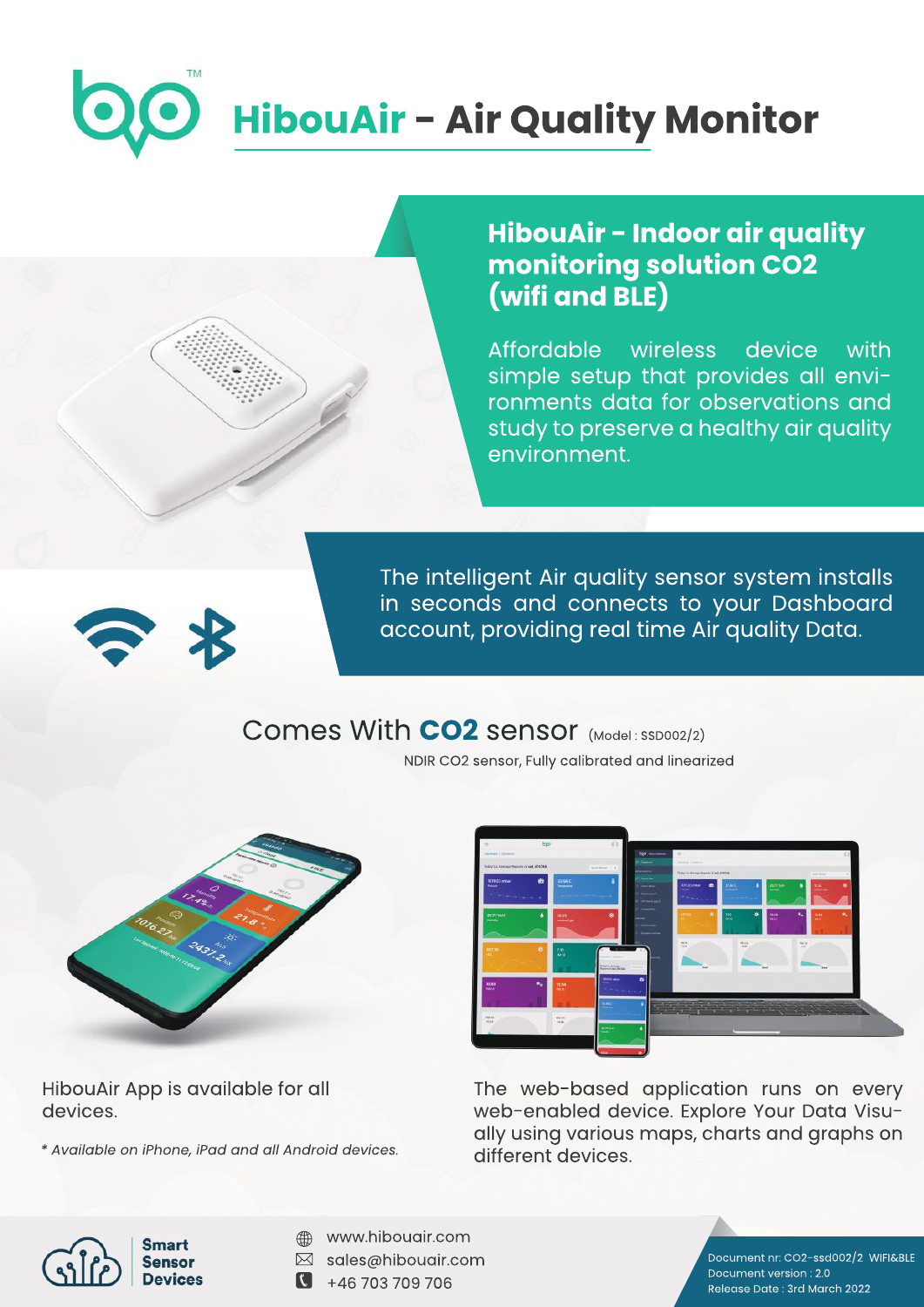# HibouAir - Air Quality Monitor

## HibouAir - Indoor air quality monitoring solution CO2 (wifi and BLE)

Affordable wireless device with simple setup that provides all environments data for observations and study to preserve a healthy air quality environment.

The intelligent Air quality sensor system installs in seconds and connects to your Dashboard account, providing real time Air quality Data.

## Comes With **CO2** sensor (Model : SSD002/2)

NDIR CO2 sensor, Fully calibrated and linearized

HibouAir App is available for all devices.

*\* Available on iPhone, iPad and all Android devices.*

The web-based application runs on every web-enabled device. Explore Your Data Visually using various maps, charts and graphs on different devices.

**Smart Sensor Devices**

www.hibouair.com
sales@hibouair.com
+46 703 709 706

Document nr: CO2-ssd002/2 WIFI&BLE
Document version : 2.0
Release Date : 3rd March 2022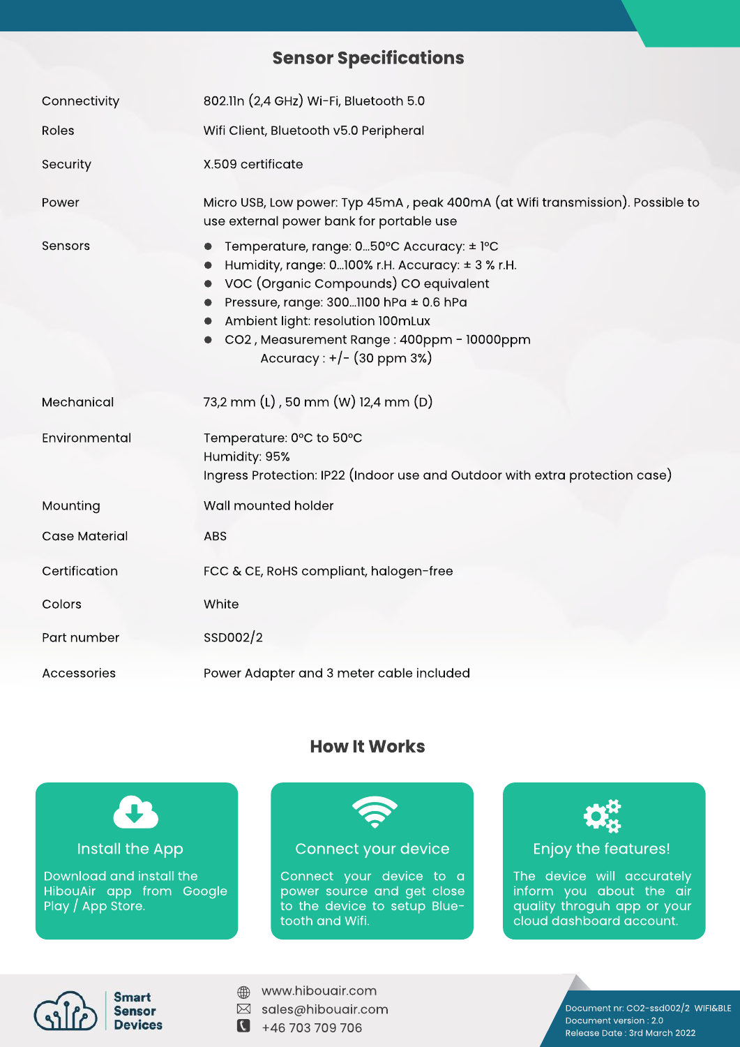## Sensor Specifications

| | |
|---|---|
| Connectivity | 802.11n (2,4 GHz) Wi-Fi, Bluetooth 5.0 |
| Roles | Wifi Client, Bluetooth v5.0 Peripheral |
| Security | X.509 certificate |
| Power | Micro USB, Low power: Typ 45mA , peak 400mA (at Wifi transmission). Possible to use external power bank for portable use |
| Sensors | • Temperature, range: 0...50°C Accuracy: ± 1°C<br>• Humidity, range: 0...100% r.H. Accuracy: ± 3 % r.H.<br>• VOC (Organic Compounds) CO equivalent<br>• Pressure, range: 300...1100 hPa ± 0.6 hPa<br>• Ambient light: resolution 100mLux<br>• CO2 , Measurement Range : 400ppm - 10000ppm Accuracy : +/- (30 ppm 3%) |
| Mechanical | 73,2 mm (L) , 50 mm (W) 12,4 mm (D) |
| Environmental | Temperature: 0°C to 50°C<br>Humidity: 95%<br>Ingress Protection: IP22 (Indoor use and Outdoor with extra protection case) |
| Mounting | Wall mounted holder |
| Case Material | ABS |
| Certification | FCC & CE, RoHS compliant, halogen-free |
| Colors | White |
| Part number | SSD002/2 |
| Accessories | Power Adapter and 3 meter cable included |

## How It Works

### Install the App

Download and install the HibouAir app from Google Play / App Store.

### Connect your device

Connect your device to a power source and get close to the device to setup Bluetooth and Wifi.

### Enjoy the features!

The device will accurately inform you about the air quality throguh app or your cloud dashboard account.

**Smart Sensor Devices**

www.hibouair.com
sales@hibouair.com
+46 703 709 706

Document nr: CO2-ssd002/2 WIFI&BLE
Document version : 2.0
Release Date : 3rd March 2022